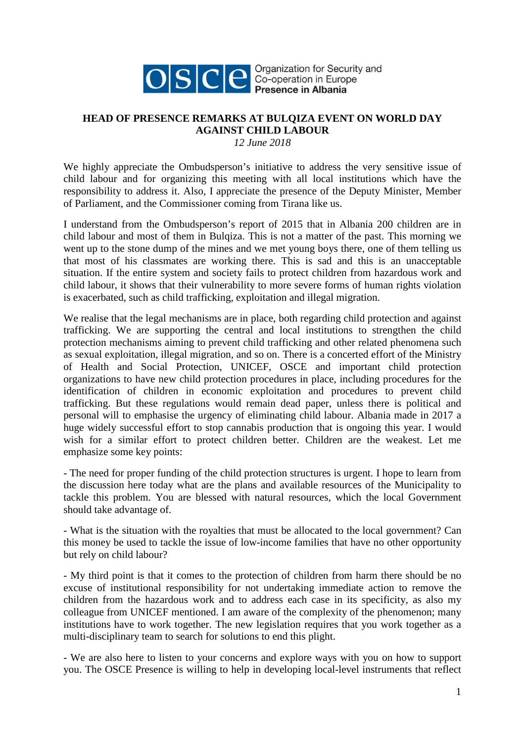OSCE Organization for Security and Co-operation in Europe **Presence in Albania**

## HEAD OF PRESENCE REMARKS AT BULQIZA EVENT ON WORLD DAY AGAINST CHILD LABOUR

*12 June 2018*

We highly appreciate the Ombudsperson's initiative to address the very sensitive issue of child labour and for organizing this meeting with all local institutions which have the responsibility to address it. Also, I appreciate the presence of the Deputy Minister, Member of Parliament, and the Commissioner coming from Tirana like us.

I understand from the Ombudsperson's report of 2015 that in Albania 200 children are in child labour and most of them in Bulqiza. This is not a matter of the past. This morning we went up to the stone dump of the mines and we met young boys there, one of them telling us that most of his classmates are working there. This is sad and this is an unacceptable situation. If the entire system and society fails to protect children from hazardous work and child labour, it shows that their vulnerability to more severe forms of human rights violation is exacerbated, such as child trafficking, exploitation and illegal migration.

We realise that the legal mechanisms are in place, both regarding child protection and against trafficking. We are supporting the central and local institutions to strengthen the child protection mechanisms aiming to prevent child trafficking and other related phenomena such as sexual exploitation, illegal migration, and so on. There is a concerted effort of the Ministry of Health and Social Protection, UNICEF, OSCE and important child protection organizations to have new child protection procedures in place, including procedures for the identification of children in economic exploitation and procedures to prevent child trafficking. But these regulations would remain dead paper, unless there is political and personal will to emphasise the urgency of eliminating child labour. Albania made in 2017 a huge widely successful effort to stop cannabis production that is ongoing this year. I would wish for a similar effort to protect children better. Children are the weakest. Let me emphasize some key points:

- The need for proper funding of the child protection structures is urgent. I hope to learn from the discussion here today what are the plans and available resources of the Municipality to tackle this problem. You are blessed with natural resources, which the local Government should take advantage of.

- What is the situation with the royalties that must be allocated to the local government? Can this money be used to tackle the issue of low-income families that have no other opportunity but rely on child labour?

- My third point is that it comes to the protection of children from harm there should be no excuse of institutional responsibility for not undertaking immediate action to remove the children from the hazardous work and to address each case in its specificity, as also my colleague from UNICEF mentioned. I am aware of the complexity of the phenomenon; many institutions have to work together. The new legislation requires that you work together as a multi-disciplinary team to search for solutions to end this plight.

- We are also here to listen to your concerns and explore ways with you on how to support you. The OSCE Presence is willing to help in developing local-level instruments that reflect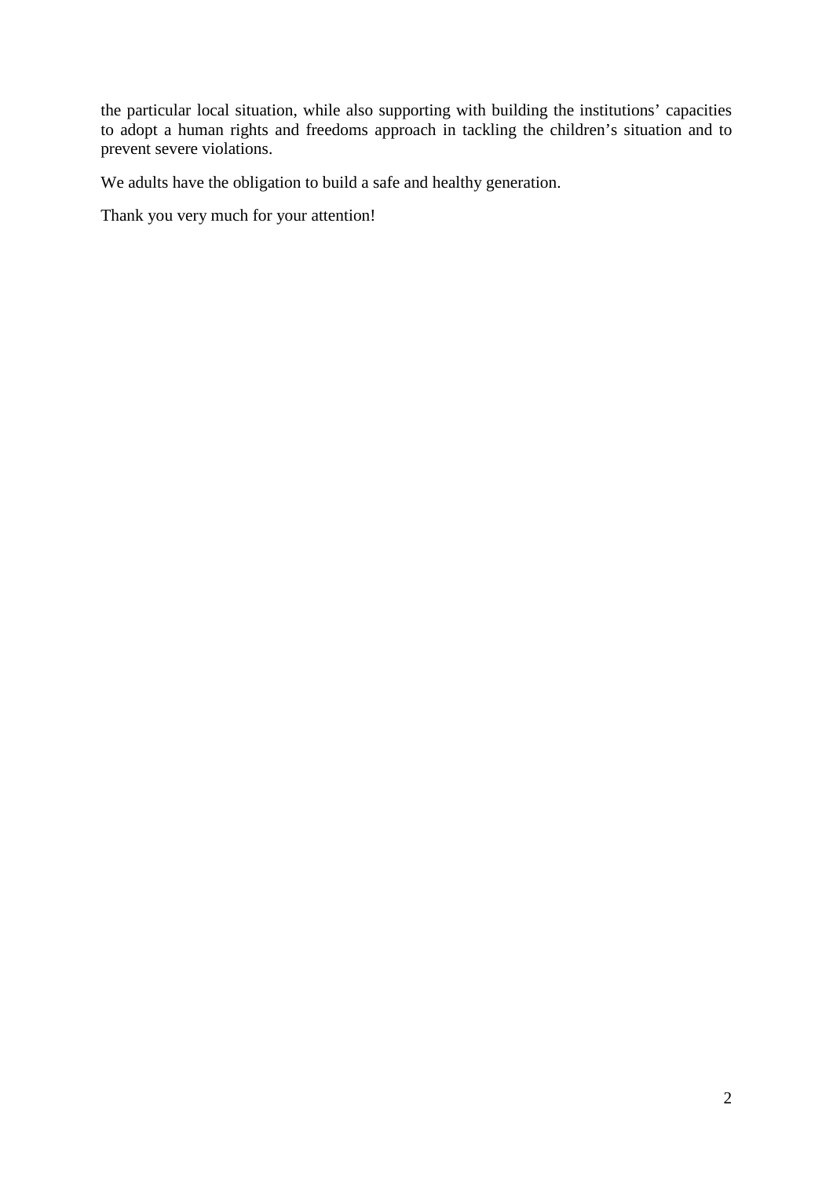the particular local situation, while also supporting with building the institutions' capacities to adopt a human rights and freedoms approach in tackling the children's situation and to prevent severe violations.

We adults have the obligation to build a safe and healthy generation.

Thank you very much for your attention!